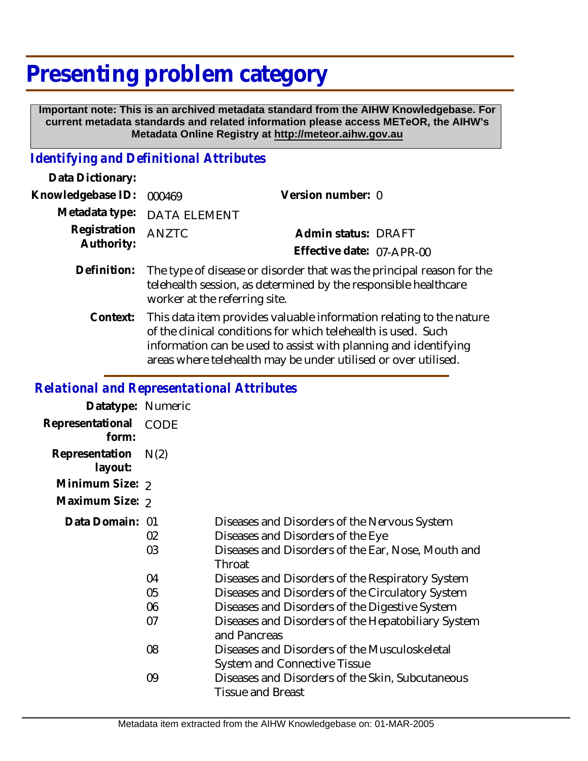# Presenting problem category

**Important note: This is an archived metadata standard from the AIHW Knowledgebase. For current metadata standards and related information please access METeOR, the AIHW's Metadata Online Registry at http://meteor.aihw.gov.au**

## *Identifying and Definitional Attributes*

**Data Dictionary:**

**Knowledgebase ID:** 000469

**Version number:** 0

**Metadata type:** DATA ELEMENT

**Registration Authority:** ANZTC

**Admin status:** DRAFT

**Effective date:** 07-APR-00

**Definition:** The type of disease or disorder that was the principal reason for the telehealth session, as determined by the responsible healthcare worker at the referring site.

**Context:** This data item provides valuable information relating to the nature of the clinical conditions for which telehealth is used. Such information can be used to assist with planning and identifying areas where telehealth may be under utilised or over utilised.

## *Relational and Representational Attributes*

**Datatype:** Numeric

**Representational form:** CODE

**Representation layout:** N(2)

**Minimum Size:** 2

**Maximum Size:** 2

**Data Domain:**

| Code | Description |
|---|---|
| 01 | Diseases and Disorders of the Nervous System |
| 02 | Diseases and Disorders of the Eye |
| 03 | Diseases and Disorders of the Ear, Nose, Mouth and Throat |
| 04 | Diseases and Disorders of the Respiratory System |
| 05 | Diseases and Disorders of the Circulatory System |
| 06 | Diseases and Disorders of the Digestive System |
| 07 | Diseases and Disorders of the Hepatobiliary System and Pancreas |
| 08 | Diseases and Disorders of the Musculoskeletal System and Connective Tissue |
| 09 | Diseases and Disorders of the Skin, Subcutaneous Tissue and Breast |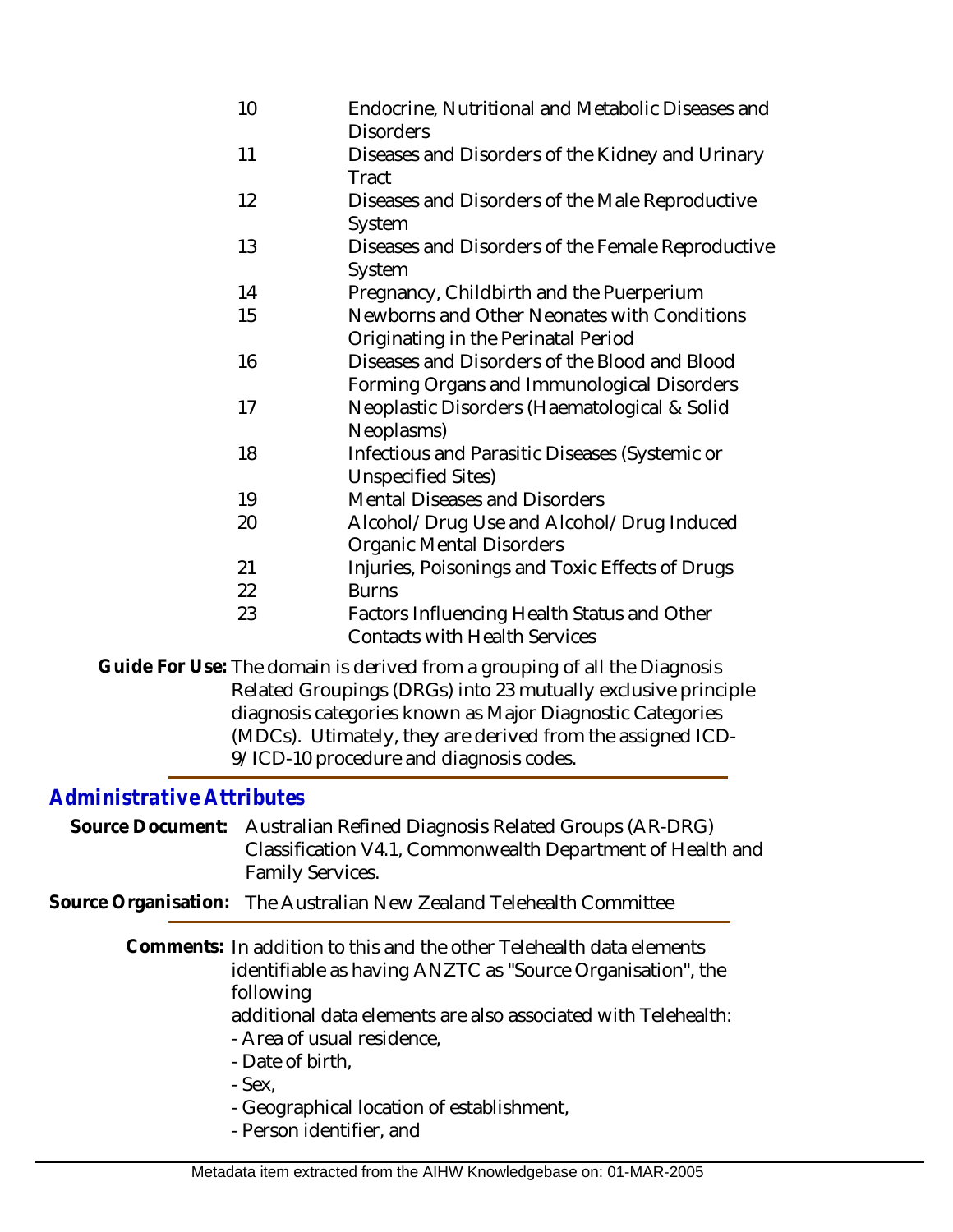| | |
|---|---|
| 10 | Endocrine, Nutritional and Metabolic Diseases and Disorders |
| 11 | Diseases and Disorders of the Kidney and Urinary Tract |
| 12 | Diseases and Disorders of the Male Reproductive System |
| 13 | Diseases and Disorders of the Female Reproductive System |
| 14 | Pregnancy, Childbirth and the Puerperium |
| 15 | Newborns and Other Neonates with Conditions Originating in the Perinatal Period |
| 16 | Diseases and Disorders of the Blood and Blood Forming Organs and Immunological Disorders |
| 17 | Neoplastic Disorders (Haematological & Solid Neoplasms) |
| 18 | Infectious and Parasitic Diseases (Systemic or Unspecified Sites) |
| 19 | Mental Diseases and Disorders |
| 20 | Alcohol/Drug Use and Alcohol/Drug Induced Organic Mental Disorders |
| 21 | Injuries, Poisonings and Toxic Effects of Drugs |
| 22 | Burns |
| 23 | Factors Influencing Health Status and Other Contacts with Health Services |

**Guide For Use:** The domain is derived from a grouping of all the Diagnosis Related Groupings (DRGs) into 23 mutually exclusive principle diagnosis categories known as Major Diagnostic Categories (MDCs). Utimately, they are derived from the assigned ICD-9/ICD-10 procedure and diagnosis codes.

## *Administrative Attributes*

**Source Document:** Australian Refined Diagnosis Related Groups (AR-DRG) Classification V4.1, Commonwealth Department of Health and Family Services.

**Source Organisation:** The Australian New Zealand Telehealth Committee

**Comments:** In addition to this and the other Telehealth data elements identifiable as having ANZTC as "Source Organisation", the following
additional data elements are also associated with Telehealth:
- Area of usual residence,
- Date of birth,
- Sex,
- Geographical location of establishment,
- Person identifier, and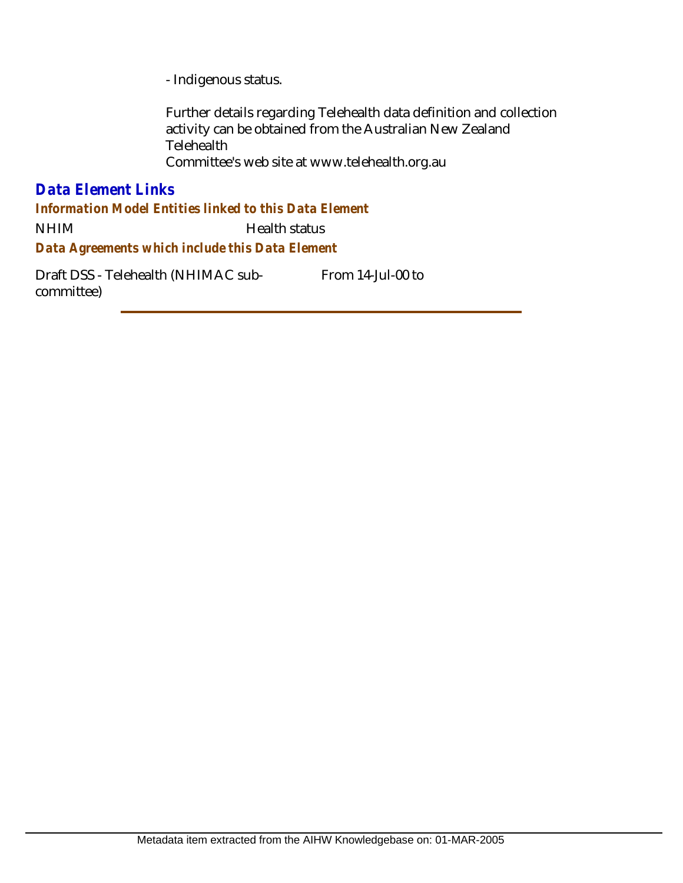- Indigenous status.

Further details regarding Telehealth data definition and collection activity can be obtained from the Australian New Zealand Telehealth
Committee's web site at www.telehealth.org.au

## Data Element Links

### Information Model Entities linked to this Data Element

| | |
|---|---|
| NHIM | Health status |

### Data Agreements which include this Data Element

| | |
|---|---|
| Draft DSS - Telehealth (NHIMAC sub-committee) | From 14-Jul-00 to |

Metadata item extracted from the AIHW Knowledgebase on: 01-MAR-2005